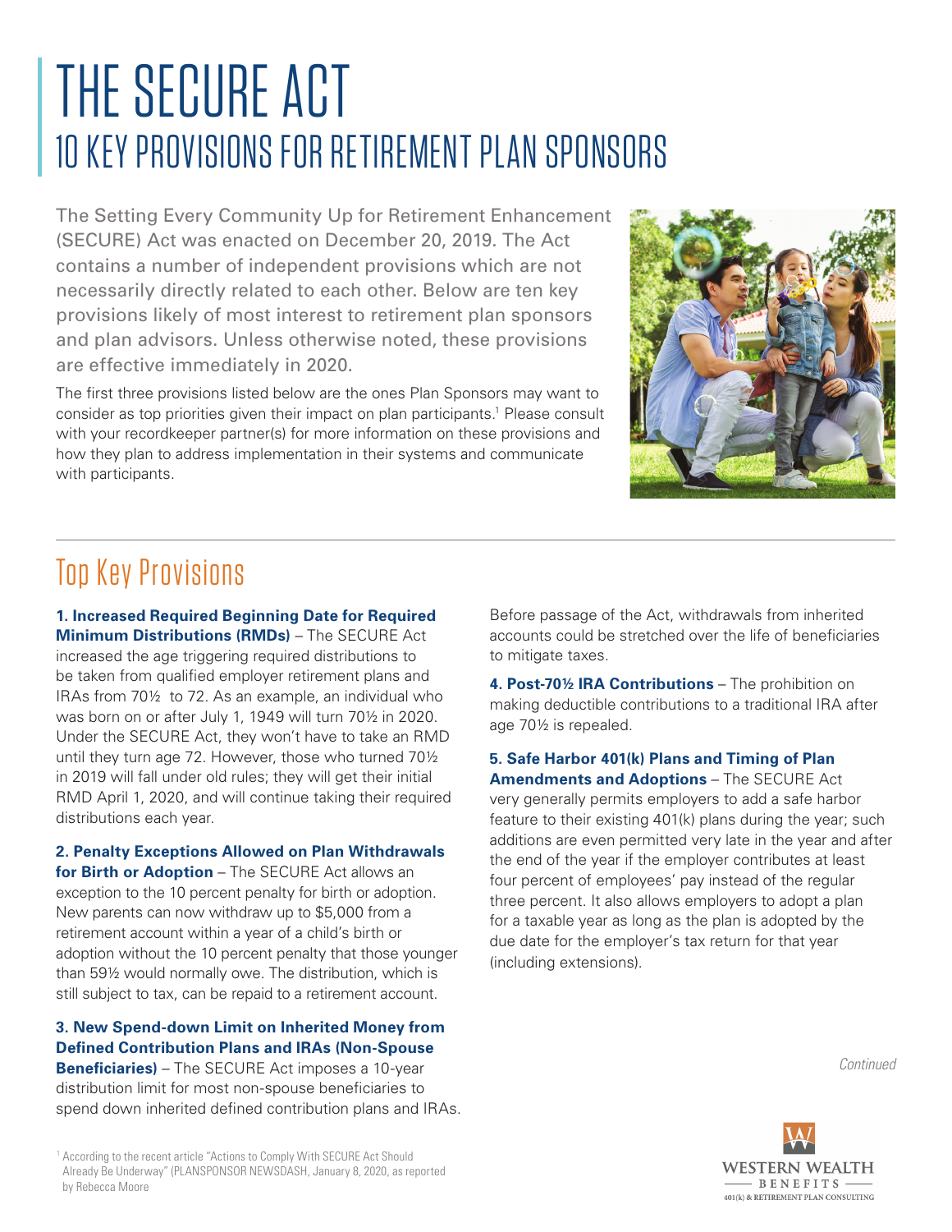# THE SECURE ACT
## 10 KEY PROVISIONS FOR RETIREMENT PLAN SPONSORS

The Setting Every Community Up for Retirement Enhancement (SECURE) Act was enacted on December 20, 2019. The Act contains a number of independent provisions which are not necessarily directly related to each other. Below are ten key provisions likely of most interest to retirement plan sponsors and plan advisors. Unless otherwise noted, these provisions are effective immediately in 2020.

The first three provisions listed below are the ones Plan Sponsors may want to consider as top priorities given their impact on plan participants.[1] Please consult with your recordkeeper partner(s) for more information on these provisions and how they plan to address implementation in their systems and communicate with participants.

## Top Key Provisions

**1. Increased Required Beginning Date for Required Minimum Distributions (RMDs)** – The SECURE Act increased the age triggering required distributions to be taken from qualified employer retirement plans and IRAs from 70½ to 72. As an example, an individual who was born on or after July 1, 1949 will turn 70½ in 2020. Under the SECURE Act, they won't have to take an RMD until they turn age 72. However, those who turned 70½ in 2019 will fall under old rules; they will get their initial RMD April 1, 2020, and will continue taking their required distributions each year.

**2. Penalty Exceptions Allowed on Plan Withdrawals for Birth or Adoption** – The SECURE Act allows an exception to the 10 percent penalty for birth or adoption. New parents can now withdraw up to $5,000 from a retirement account within a year of a child's birth or adoption without the 10 percent penalty that those younger than 59½ would normally owe. The distribution, which is still subject to tax, can be repaid to a retirement account.

**3. New Spend-down Limit on Inherited Money from Defined Contribution Plans and IRAs (Non-Spouse Beneficiaries)** – The SECURE Act imposes a 10-year distribution limit for most non-spouse beneficiaries to spend down inherited defined contribution plans and IRAs. Before passage of the Act, withdrawals from inherited accounts could be stretched over the life of beneficiaries to mitigate taxes.

**4. Post-70½ IRA Contributions** – The prohibition on making deductible contributions to a traditional IRA after age 70½ is repealed.

**5. Safe Harbor 401(k) Plans and Timing of Plan Amendments and Adoptions** – The SECURE Act very generally permits employers to add a safe harbor feature to their existing 401(k) plans during the year; such additions are even permitted very late in the year and after the end of the year if the employer contributes at least four percent of employees' pay instead of the regular three percent. It also allows employers to adopt a plan for a taxable year as long as the plan is adopted by the due date for the employer's tax return for that year (including extensions).

*Continued*

[1] According to the recent article "Actions to Comply With SECURE Act Should Already Be Underway" (PLANSPONSOR NEWSDASH, January 8, 2020, as reported by Rebecca Moore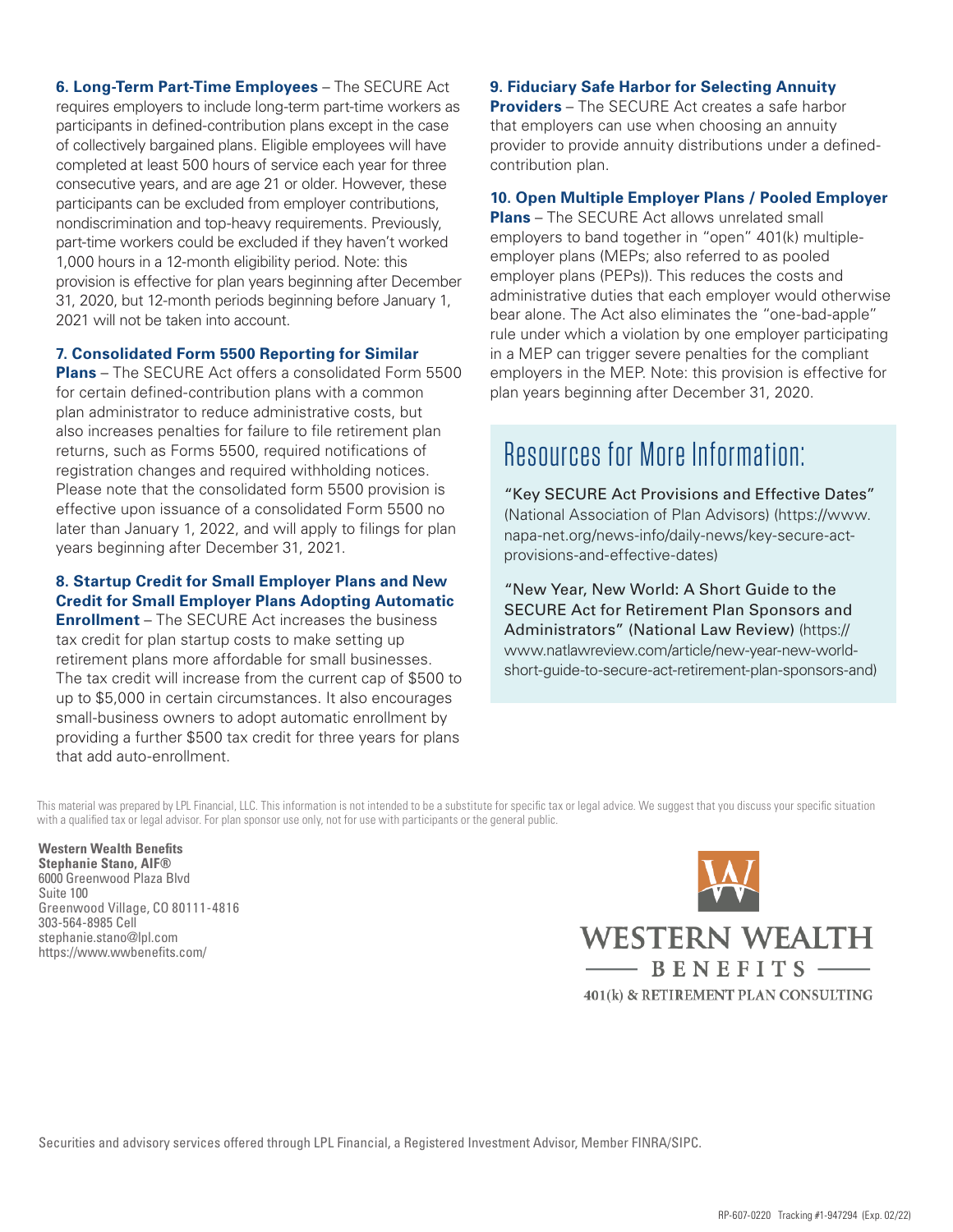**6. Long-Term Part-Time Employees** – The SECURE Act requires employers to include long-term part-time workers as participants in defined-contribution plans except in the case of collectively bargained plans. Eligible employees will have completed at least 500 hours of service each year for three consecutive years, and are age 21 or older. However, these participants can be excluded from employer contributions, nondiscrimination and top-heavy requirements. Previously, part-time workers could be excluded if they haven't worked 1,000 hours in a 12-month eligibility period. Note: this provision is effective for plan years beginning after December 31, 2020, but 12-month periods beginning before January 1, 2021 will not be taken into account.

**7. Consolidated Form 5500 Reporting for Similar Plans** – The SECURE Act offers a consolidated Form 5500 for certain defined-contribution plans with a common plan administrator to reduce administrative costs, but also increases penalties for failure to file retirement plan returns, such as Forms 5500, required notifications of registration changes and required withholding notices. Please note that the consolidated form 5500 provision is effective upon issuance of a consolidated Form 5500 no later than January 1, 2022, and will apply to filings for plan years beginning after December 31, 2021.

**8. Startup Credit for Small Employer Plans and New Credit for Small Employer Plans Adopting Automatic Enrollment** – The SECURE Act increases the business tax credit for plan startup costs to make setting up retirement plans more affordable for small businesses. The tax credit will increase from the current cap of $500 to up to $5,000 in certain circumstances. It also encourages small-business owners to adopt automatic enrollment by providing a further $500 tax credit for three years for plans that add auto-enrollment.

**9. Fiduciary Safe Harbor for Selecting Annuity Providers** – The SECURE Act creates a safe harbor that employers can use when choosing an annuity provider to provide annuity distributions under a defined-contribution plan.

**10. Open Multiple Employer Plans / Pooled Employer Plans** – The SECURE Act allows unrelated small employers to band together in "open" 401(k) multiple-employer plans (MEPs; also referred to as pooled employer plans (PEPs)). This reduces the costs and administrative duties that each employer would otherwise bear alone. The Act also eliminates the "one-bad-apple" rule under which a violation by one employer participating in a MEP can trigger severe penalties for the compliant employers in the MEP. Note: this provision is effective for plan years beginning after December 31, 2020.

## Resources for More Information:

"Key SECURE Act Provisions and Effective Dates" (National Association of Plan Advisors) (https://www.napa-net.org/news-info/daily-news/key-secure-act-provisions-and-effective-dates)

"New Year, New World: A Short Guide to the SECURE Act for Retirement Plan Sponsors and Administrators" (National Law Review) (https://www.natlawreview.com/article/new-year-new-world-short-guide-to-secure-act-retirement-plan-sponsors-and)

This material was prepared by LPL Financial, LLC. This information is not intended to be a substitute for specific tax or legal advice. We suggest that you discuss your specific situation with a qualified tax or legal advisor. For plan sponsor use only, not for use with participants or the general public.

**Western Wealth Benefits**
**Stephanie Stano, AIF®**
6000 Greenwood Plaza Blvd
Suite 100
Greenwood Village, CO 80111-4816
303-564-8985 Cell
stephanie.stano@lpl.com
https://www.wwbenefits.com/

WESTERN WEALTH BENEFITS
401(k) & RETIREMENT PLAN CONSULTING

Securities and advisory services offered through LPL Financial, a Registered Investment Advisor, Member FINRA/SIPC.

RP-607-0220 Tracking #1-947294 (Exp. 02/22)